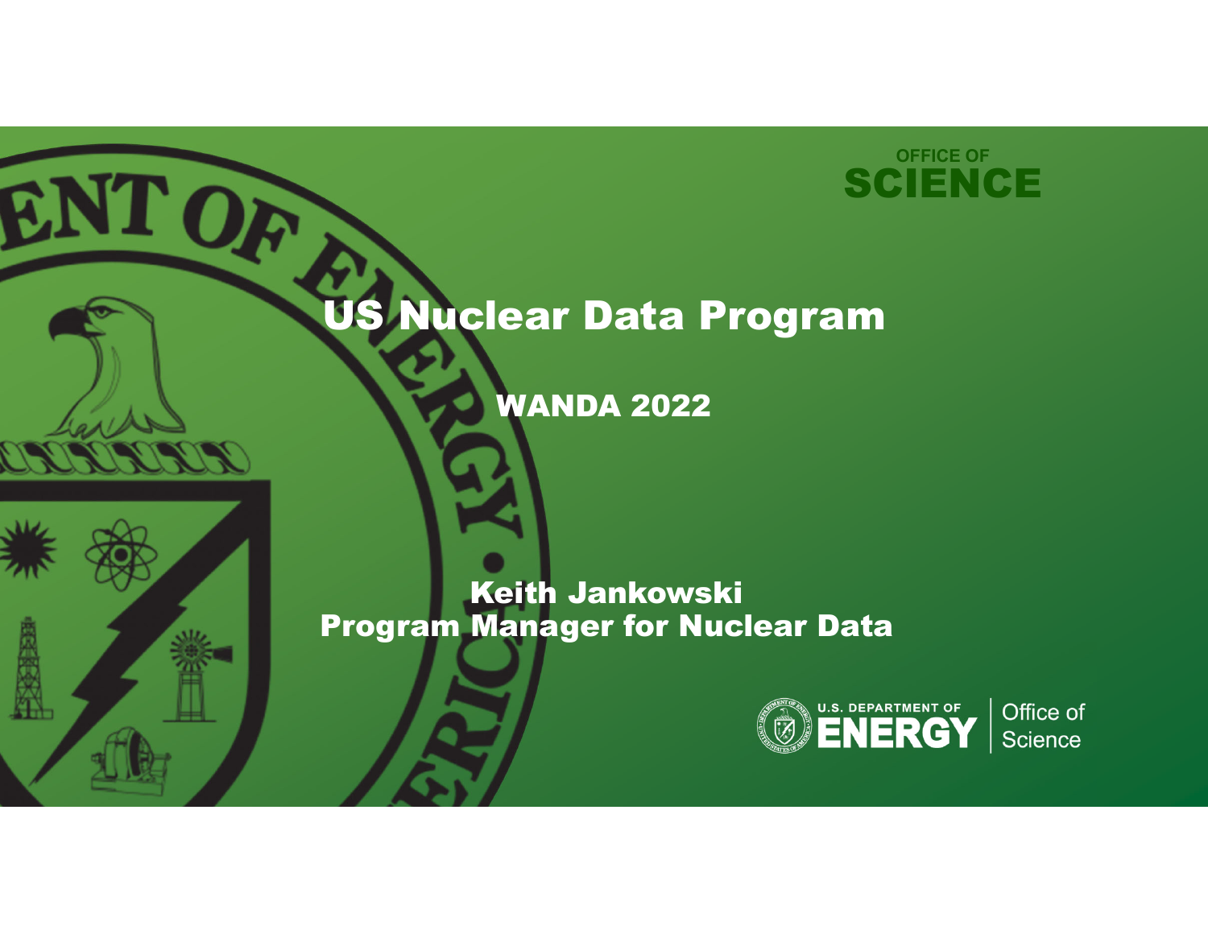# US Nuclear Data Program

## WANDA 2022

**Keith Jankowski**
**Program Manager for Nuclear Data**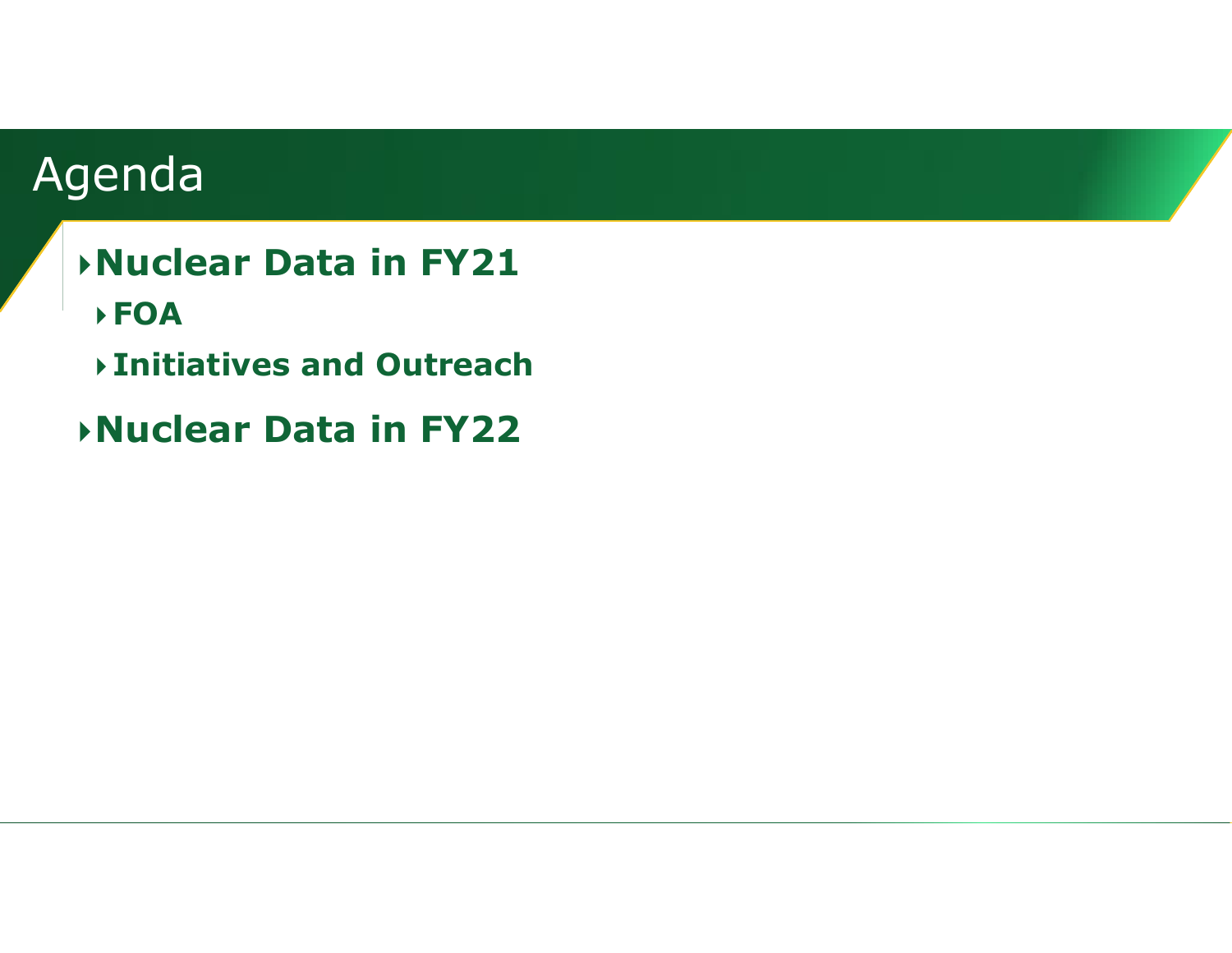# Agenda

- **Nuclear Data in FY21**
  - **FOA**
  - **Initiatives and Outreach**
- **Nuclear Data in FY22**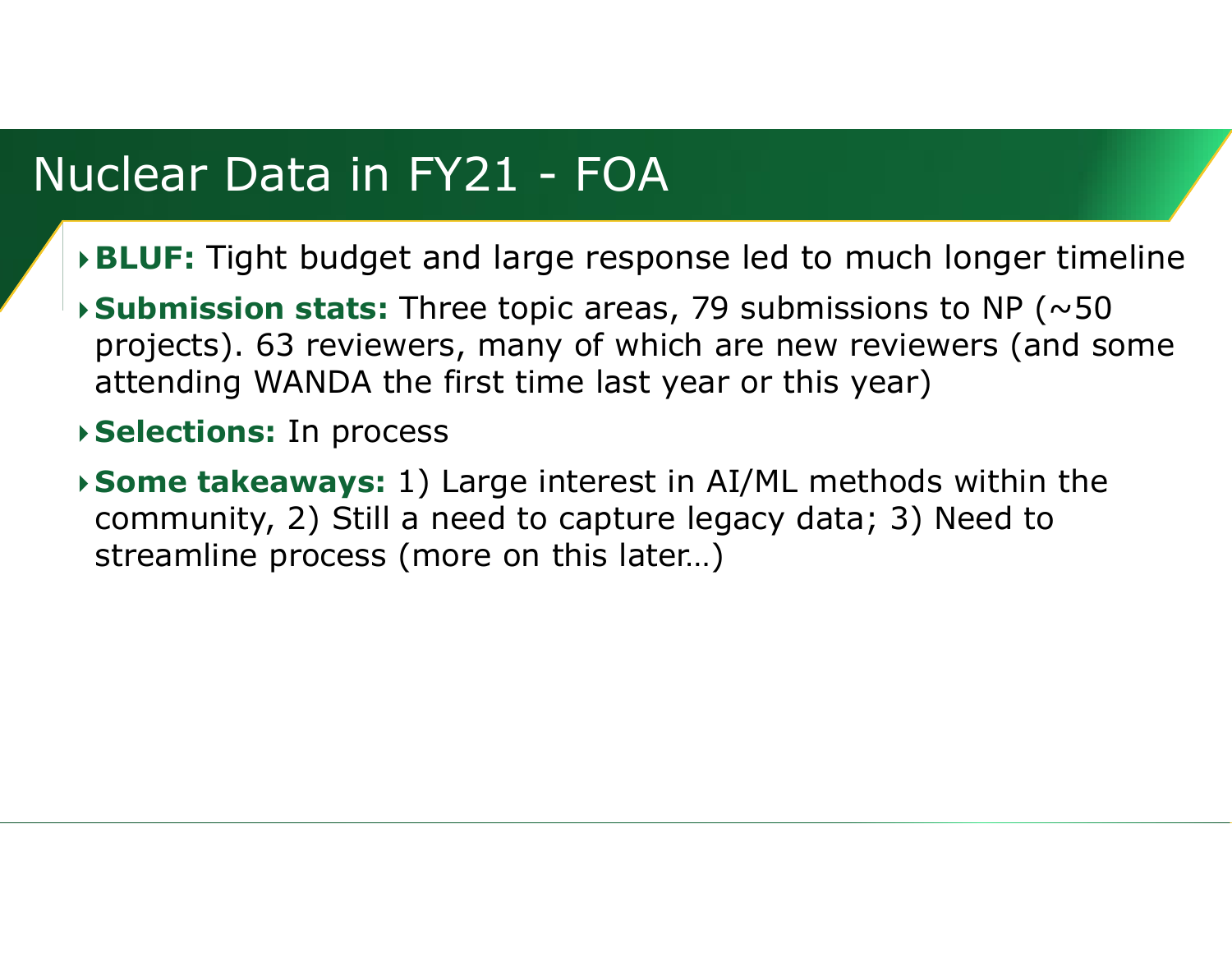# Nuclear Data in FY21 - FOA

- **BLUF:** Tight budget and large response led to much longer timeline
- **Submission stats:** Three topic areas, 79 submissions to NP (~50 projects). 63 reviewers, many of which are new reviewers (and some attending WANDA the first time last year or this year)
- **Selections:** In process
- **Some takeaways:** 1) Large interest in AI/ML methods within the community, 2) Still a need to capture legacy data; 3) Need to streamline process (more on this later…)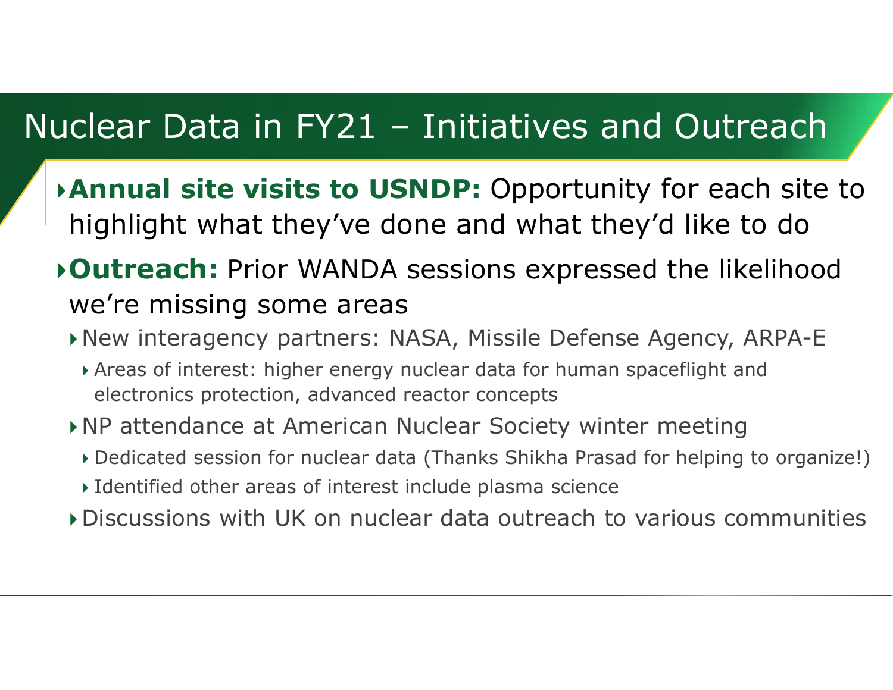# Nuclear Data in FY21 – Initiatives and Outreach

- **Annual site visits to USNDP:** Opportunity for each site to highlight what they've done and what they'd like to do
- **Outreach:** Prior WANDA sessions expressed the likelihood we're missing some areas
  - New interagency partners: NASA, Missile Defense Agency, ARPA-E
    - Areas of interest: higher energy nuclear data for human spaceflight and electronics protection, advanced reactor concepts
  - NP attendance at American Nuclear Society winter meeting
    - Dedicated session for nuclear data (Thanks Shikha Prasad for helping to organize!)
    - Identified other areas of interest include plasma science
  - Discussions with UK on nuclear data outreach to various communities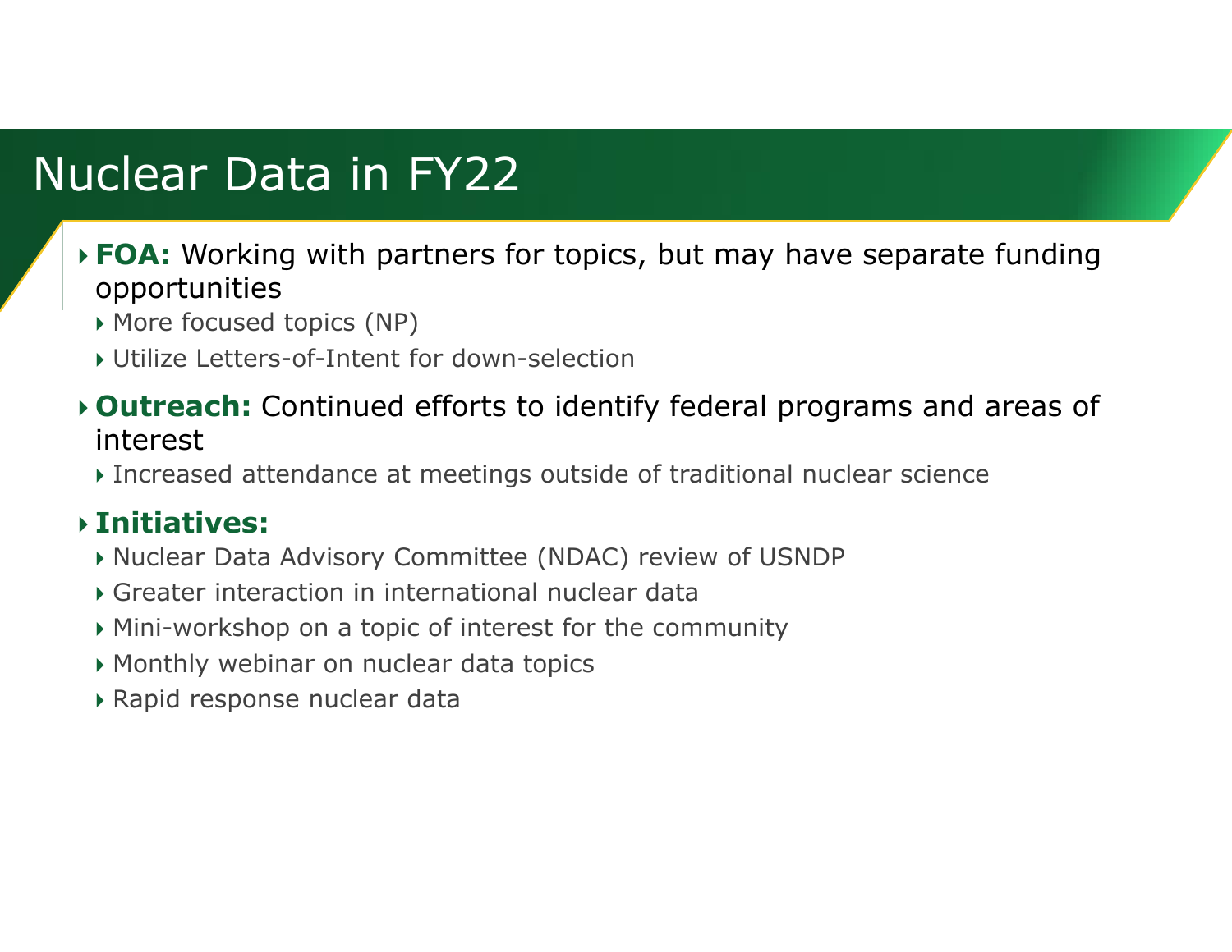# Nuclear Data in FY22

- **FOA:** Working with partners for topics, but may have separate funding opportunities
  - More focused topics (NP)
  - Utilize Letters-of-Intent for down-selection
- **Outreach:** Continued efforts to identify federal programs and areas of interest
  - Increased attendance at meetings outside of traditional nuclear science
- **Initiatives:**
  - Nuclear Data Advisory Committee (NDAC) review of USNDP
  - Greater interaction in international nuclear data
  - Mini-workshop on a topic of interest for the community
  - Monthly webinar on nuclear data topics
  - Rapid response nuclear data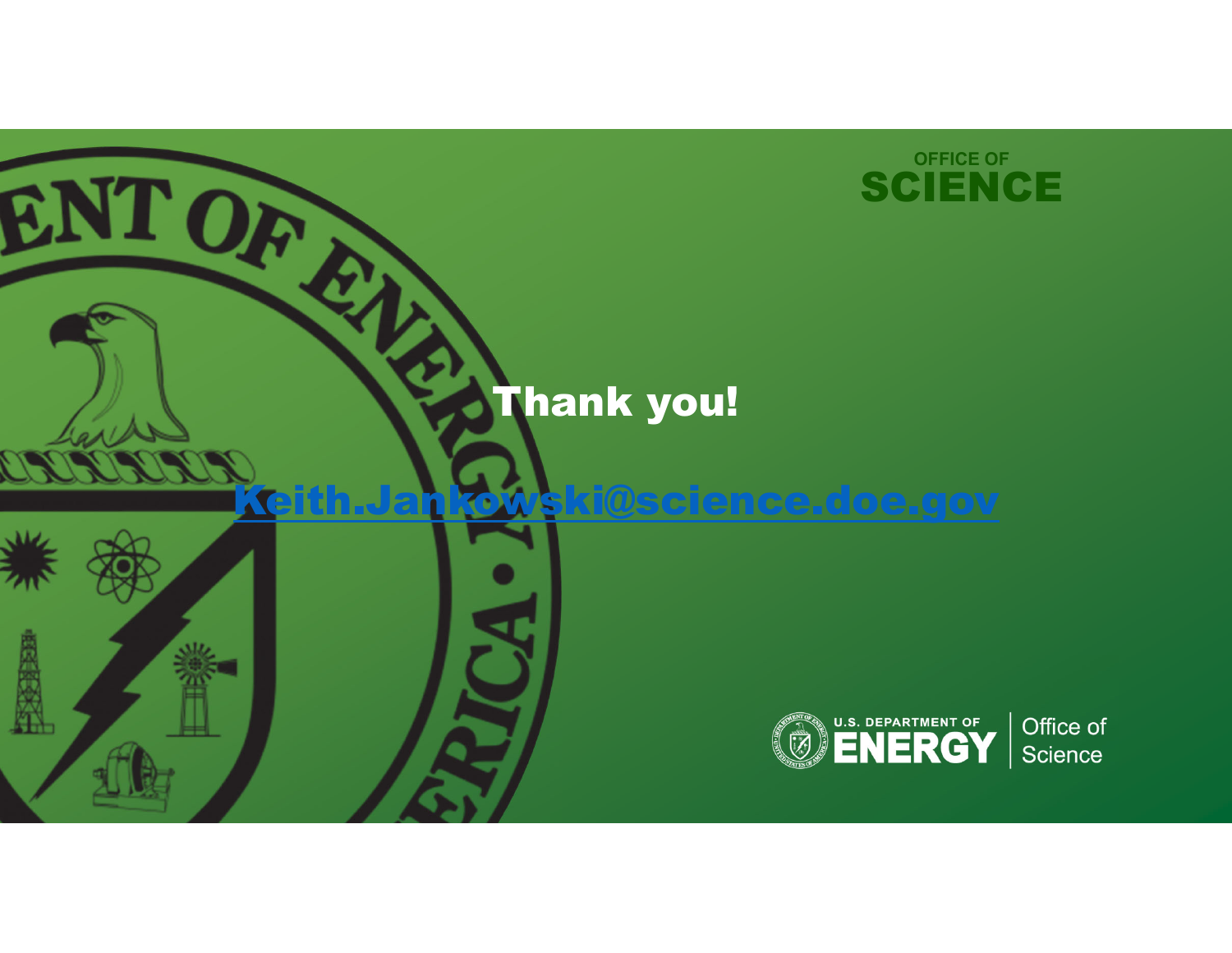# Thank you!

Keith.Jankowski@science.doe.gov